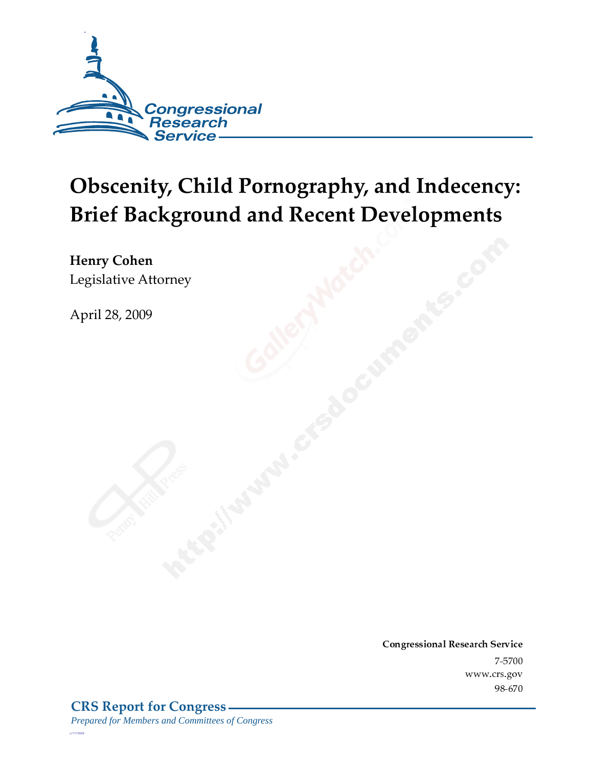Congressional Research Service

# Obscenity, Child Pornography, and Indecency: Brief Background and Recent Developments

**Henry Cohen**
Legislative Attorney

April 28, 2009

**Congressional Research Service**
7-5700
www.crs.gov
98-670

**CRS Report for Congress**
*Prepared for Members and Committees of Congress*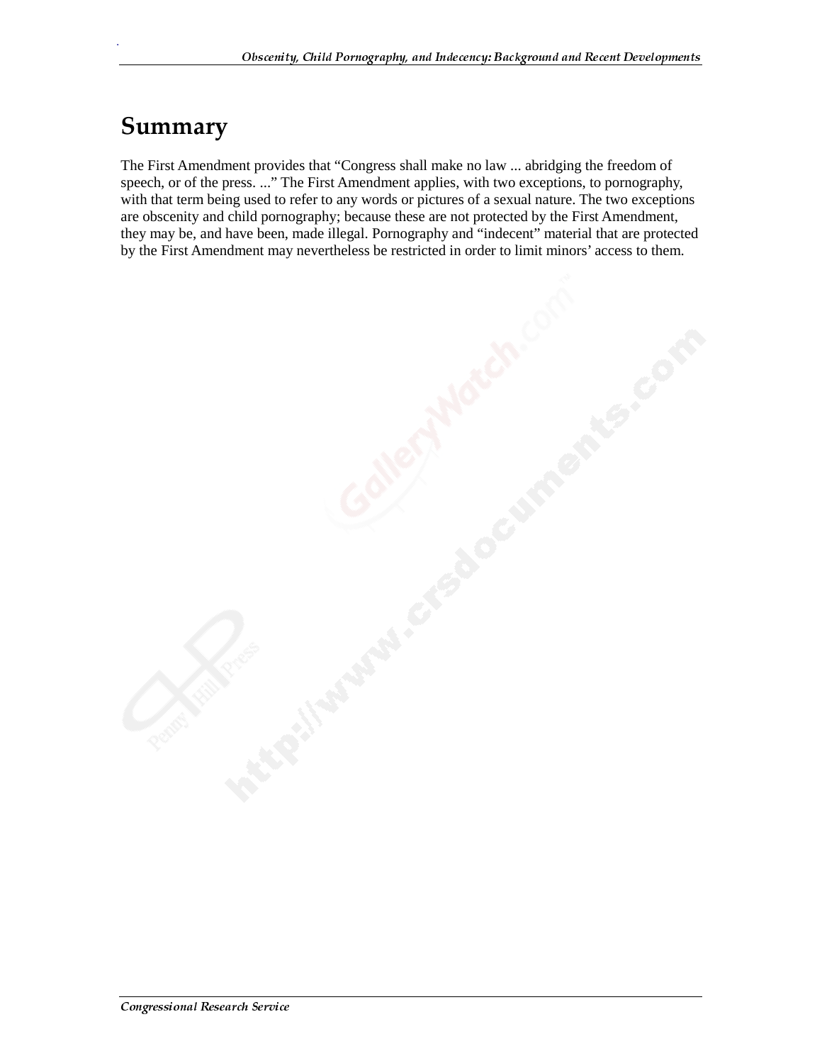# Summary

The First Amendment provides that "Congress shall make no law ... abridging the freedom of speech, or of the press. ..." The First Amendment applies, with two exceptions, to pornography, with that term being used to refer to any words or pictures of a sexual nature. The two exceptions are obscenity and child pornography; because these are not protected by the First Amendment, they may be, and have been, made illegal. Pornography and "indecent" material that are protected by the First Amendment may nevertheless be restricted in order to limit minors' access to them.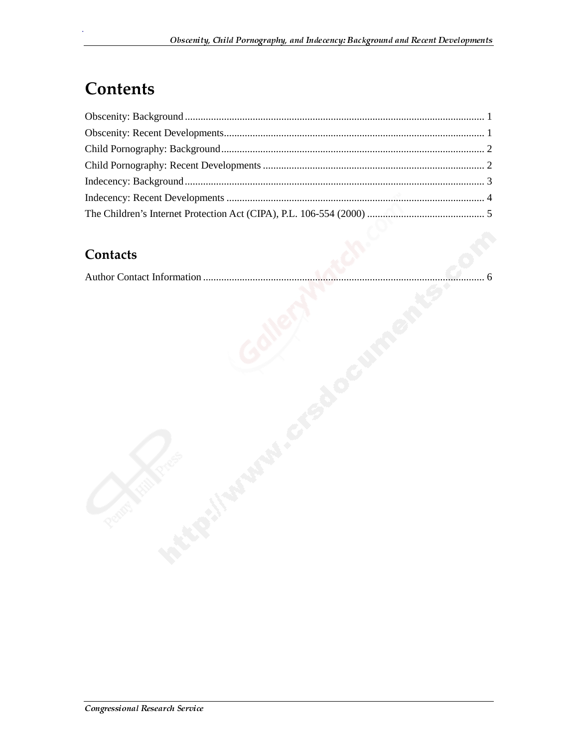# Contents

Obscenity: Background ........................................................................................................ 1
Obscenity: Recent Developments......................................................................................... 1
Child Pornography: Background.......................................................................................... 2
Child Pornography: Recent Developments .......................................................................... 2
Indecency: Background........................................................................................................ 3
Indecency: Recent Developments ........................................................................................ 4
The Children's Internet Protection Act (CIPA), P.L. 106-554 (2000) ................................. 5

## Contacts

Author Contact Information ................................................................................................. 6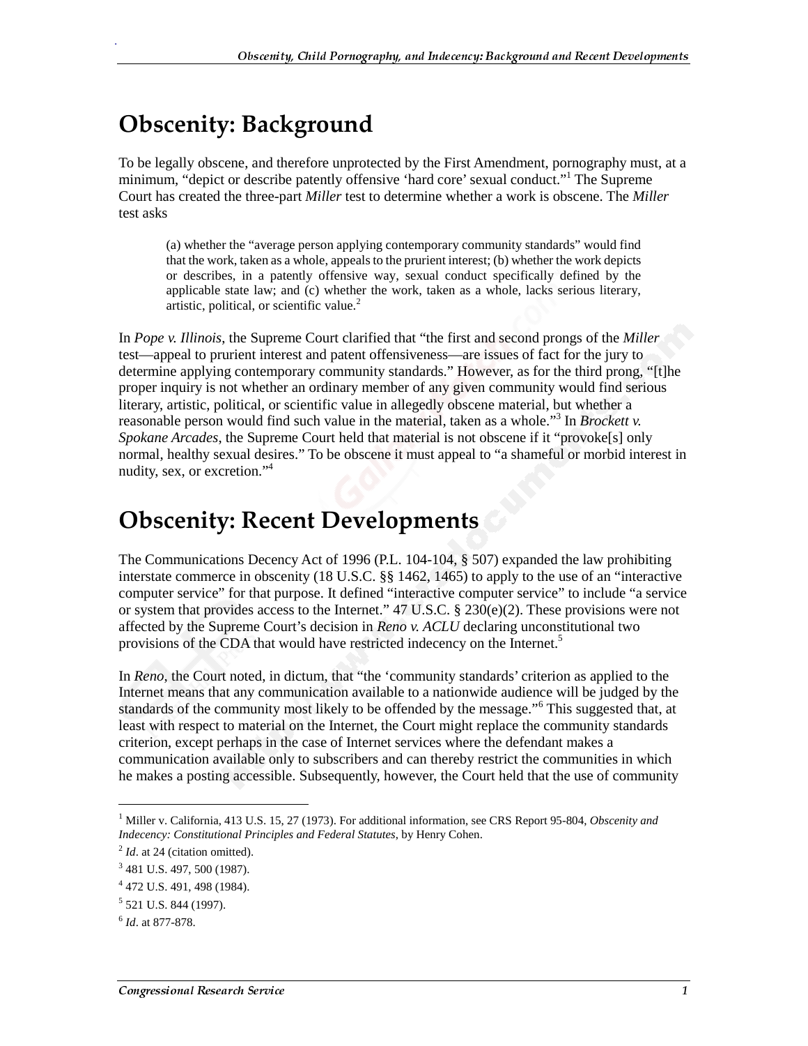# Obscenity: Background

To be legally obscene, and therefore unprotected by the First Amendment, pornography must, at a minimum, "depict or describe patently offensive 'hard core' sexual conduct."[1] The Supreme Court has created the three-part *Miller* test to determine whether a work is obscene. The *Miller* test asks

> (a) whether the "average person applying contemporary community standards" would find that the work, taken as a whole, appeals to the prurient interest; (b) whether the work depicts or describes, in a patently offensive way, sexual conduct specifically defined by the applicable state law; and (c) whether the work, taken as a whole, lacks serious literary, artistic, political, or scientific value.[2]

In *Pope v. Illinois*, the Supreme Court clarified that "the first and second prongs of the *Miller* test—appeal to prurient interest and patent offensiveness—are issues of fact for the jury to determine applying contemporary community standards." However, as for the third prong, "[t]he proper inquiry is not whether an ordinary member of any given community would find serious literary, artistic, political, or scientific value in allegedly obscene material, but whether a reasonable person would find such value in the material, taken as a whole."[3] In *Brockett v. Spokane Arcades*, the Supreme Court held that material is not obscene if it "provoke[s] only normal, healthy sexual desires." To be obscene it must appeal to "a shameful or morbid interest in nudity, sex, or excretion."[4]

# Obscenity: Recent Developments

The Communications Decency Act of 1996 (P.L. 104-104, § 507) expanded the law prohibiting interstate commerce in obscenity (18 U.S.C. §§ 1462, 1465) to apply to the use of an "interactive computer service" for that purpose. It defined "interactive computer service" to include "a service or system that provides access to the Internet." 47 U.S.C. § 230(e)(2). These provisions were not affected by the Supreme Court's decision in *Reno v. ACLU* declaring unconstitutional two provisions of the CDA that would have restricted indecency on the Internet.[5]

In *Reno*, the Court noted, in dictum, that "the 'community standards' criterion as applied to the Internet means that any communication available to a nationwide audience will be judged by the standards of the community most likely to be offended by the message."[6] This suggested that, at least with respect to material on the Internet, the Court might replace the community standards criterion, except perhaps in the case of Internet services where the defendant makes a communication available only to subscribers and can thereby restrict the communities in which he makes a posting accessible. Subsequently, however, the Court held that the use of community

---

[1] Miller v. California, 413 U.S. 15, 27 (1973). For additional information, see CRS Report 95-804, *Obscenity and Indecency: Constitutional Principles and Federal Statutes*, by Henry Cohen.

[2] *Id*. at 24 (citation omitted).

[3] 481 U.S. 497, 500 (1987).

[4] 472 U.S. 491, 498 (1984).

[5] 521 U.S. 844 (1997).

[6] *Id*. at 877-878.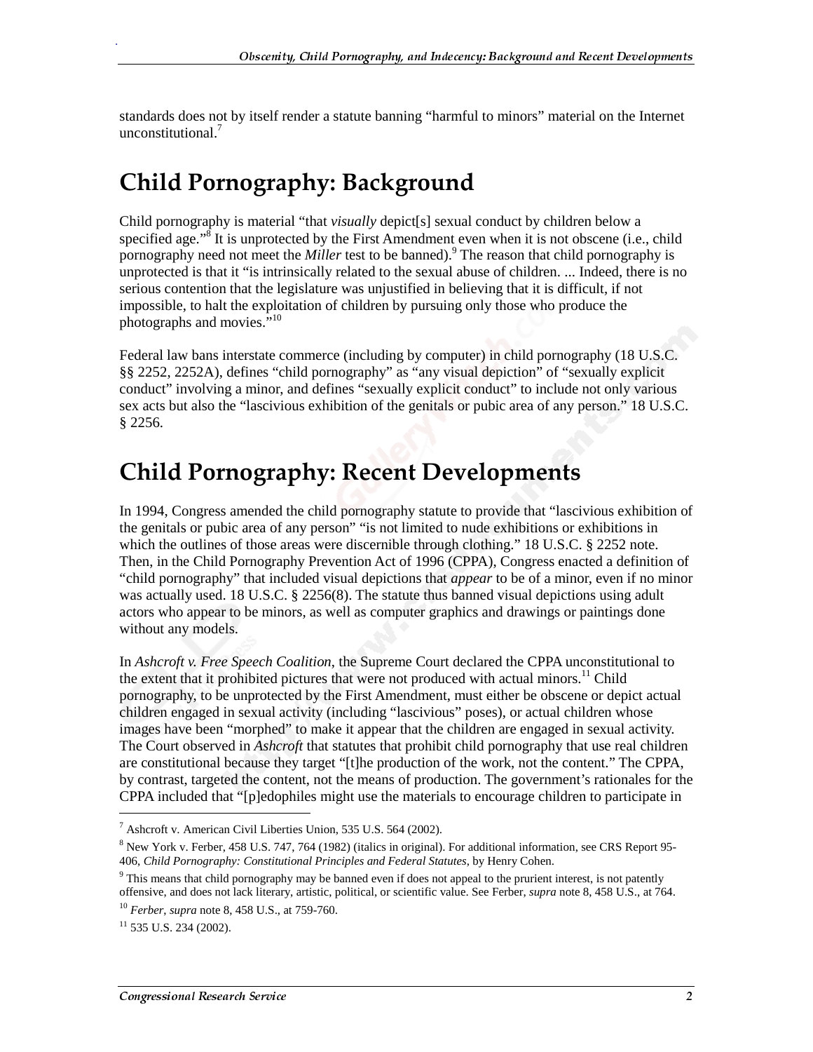standards does not by itself render a statute banning "harmful to minors" material on the Internet unconstitutional.[7]

## Child Pornography: Background

Child pornography is material "that *visually* depict[s] sexual conduct by children below a specified age."[8] It is unprotected by the First Amendment even when it is not obscene (i.e., child pornography need not meet the *Miller* test to be banned).[9] The reason that child pornography is unprotected is that it "is intrinsically related to the sexual abuse of children. ... Indeed, there is no serious contention that the legislature was unjustified in believing that it is difficult, if not impossible, to halt the exploitation of children by pursuing only those who produce the photographs and movies."[10]

Federal law bans interstate commerce (including by computer) in child pornography (18 U.S.C. §§ 2252, 2252A), defines "child pornography" as "any visual depiction" of "sexually explicit conduct" involving a minor, and defines "sexually explicit conduct" to include not only various sex acts but also the "lascivious exhibition of the genitals or pubic area of any person." 18 U.S.C. § 2256.

## Child Pornography: Recent Developments

In 1994, Congress amended the child pornography statute to provide that "lascivious exhibition of the genitals or pubic area of any person" "is not limited to nude exhibitions or exhibitions in which the outlines of those areas were discernible through clothing." 18 U.S.C. § 2252 note. Then, in the Child Pornography Prevention Act of 1996 (CPPA), Congress enacted a definition of "child pornography" that included visual depictions that *appear* to be of a minor, even if no minor was actually used. 18 U.S.C. § 2256(8). The statute thus banned visual depictions using adult actors who appear to be minors, as well as computer graphics and drawings or paintings done without any models.

In *Ashcroft v. Free Speech Coalition*, the Supreme Court declared the CPPA unconstitutional to the extent that it prohibited pictures that were not produced with actual minors.[11] Child pornography, to be unprotected by the First Amendment, must either be obscene or depict actual children engaged in sexual activity (including "lascivious" poses), or actual children whose images have been "morphed" to make it appear that the children are engaged in sexual activity. The Court observed in *Ashcroft* that statutes that prohibit child pornography that use real children are constitutional because they target "[t]he production of the work, not the content." The CPPA, by contrast, targeted the content, not the means of production. The government's rationales for the CPPA included that "[p]edophiles might use the materials to encourage children to participate in

---

[7] Ashcroft v. American Civil Liberties Union, 535 U.S. 564 (2002).

[8] New York v. Ferber, 458 U.S. 747, 764 (1982) (italics in original). For additional information, see CRS Report 95-406, *Child Pornography: Constitutional Principles and Federal Statutes*, by Henry Cohen.

[9] This means that child pornography may be banned even if does not appeal to the prurient interest, is not patently offensive, and does not lack literary, artistic, political, or scientific value. See Ferber, *supra* note 8, 458 U.S., at 764.

[10] *Ferber*, *supra* note 8, 458 U.S., at 759-760.

[11] 535 U.S. 234 (2002).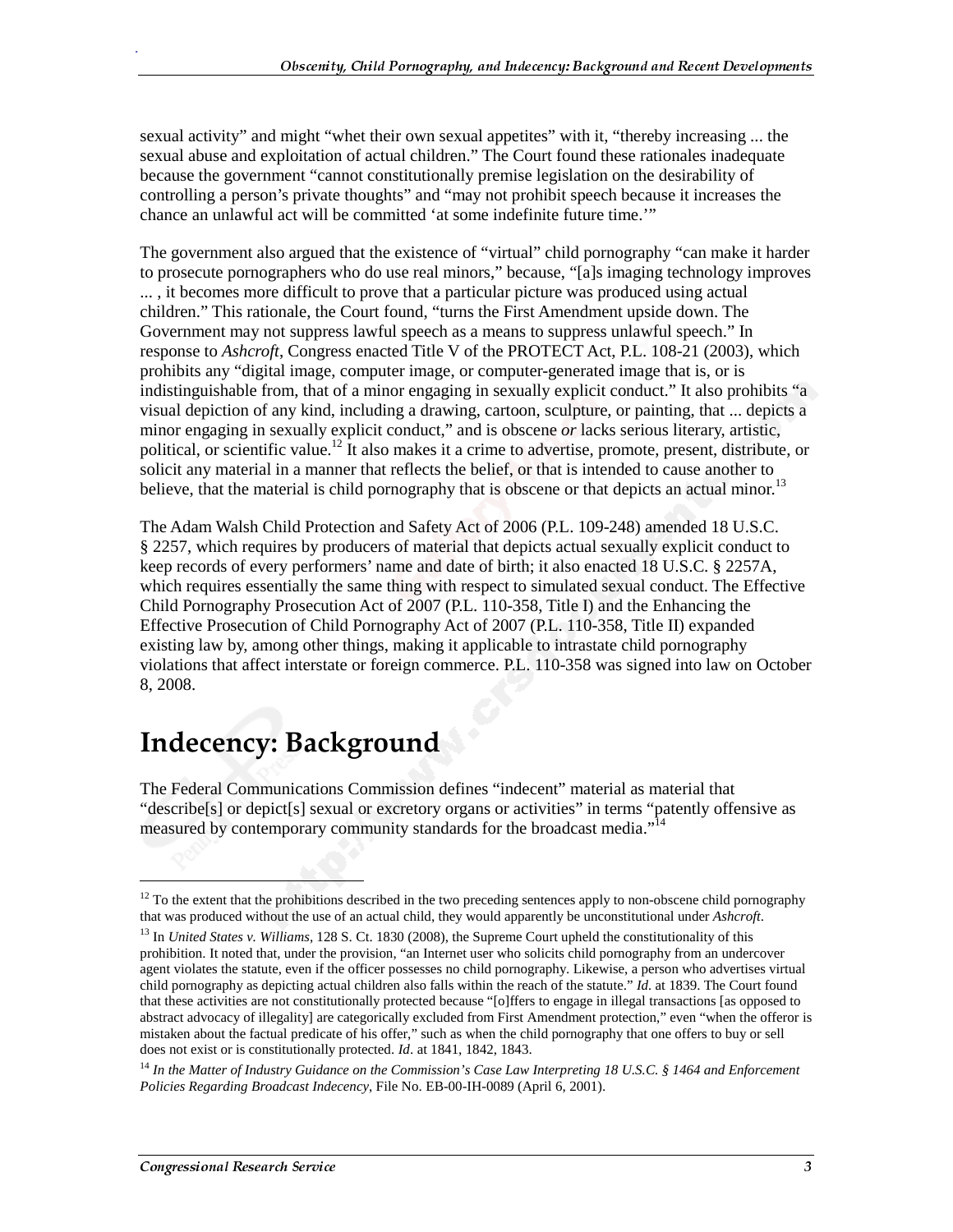sexual activity" and might "whet their own sexual appetites" with it, "thereby increasing ... the sexual abuse and exploitation of actual children." The Court found these rationales inadequate because the government "cannot constitutionally premise legislation on the desirability of controlling a person's private thoughts" and "may not prohibit speech because it increases the chance an unlawful act will be committed 'at some indefinite future time.'"

The government also argued that the existence of "virtual" child pornography "can make it harder to prosecute pornographers who do use real minors," because, "[a]s imaging technology improves ... , it becomes more difficult to prove that a particular picture was produced using actual children." This rationale, the Court found, "turns the First Amendment upside down. The Government may not suppress lawful speech as a means to suppress unlawful speech." In response to *Ashcroft*, Congress enacted Title V of the PROTECT Act, P.L. 108-21 (2003), which prohibits any "digital image, computer image, or computer-generated image that is, or is indistinguishable from, that of a minor engaging in sexually explicit conduct." It also prohibits "a visual depiction of any kind, including a drawing, cartoon, sculpture, or painting, that ... depicts a minor engaging in sexually explicit conduct," and is obscene *or* lacks serious literary, artistic, political, or scientific value.[12] It also makes it a crime to advertise, promote, present, distribute, or solicit any material in a manner that reflects the belief, or that is intended to cause another to believe, that the material is child pornography that is obscene or that depicts an actual minor.[13]

The Adam Walsh Child Protection and Safety Act of 2006 (P.L. 109-248) amended 18 U.S.C. § 2257, which requires by producers of material that depicts actual sexually explicit conduct to keep records of every performers' name and date of birth; it also enacted 18 U.S.C. § 2257A, which requires essentially the same thing with respect to simulated sexual conduct. The Effective Child Pornography Prosecution Act of 2007 (P.L. 110-358, Title I) and the Enhancing the Effective Prosecution of Child Pornography Act of 2007 (P.L. 110-358, Title II) expanded existing law by, among other things, making it applicable to intrastate child pornography violations that affect interstate or foreign commerce. P.L. 110-358 was signed into law on October 8, 2008.

# Indecency: Background

The Federal Communications Commission defines "indecent" material as material that "describe[s] or depict[s] sexual or excretory organs or activities" in terms "patently offensive as measured by contemporary community standards for the broadcast media."[14]

---

[12] To the extent that the prohibitions described in the two preceding sentences apply to non-obscene child pornography that was produced without the use of an actual child, they would apparently be unconstitutional under *Ashcroft*.

[13] In *United States v. Williams*, 128 S. Ct. 1830 (2008), the Supreme Court upheld the constitutionality of this prohibition. It noted that, under the provision, "an Internet user who solicits child pornography from an undercover agent violates the statute, even if the officer possesses no child pornography. Likewise, a person who advertises virtual child pornography as depicting actual children also falls within the reach of the statute." *Id*. at 1839. The Court found that these activities are not constitutionally protected because "[o]ffers to engage in illegal transactions [as opposed to abstract advocacy of illegality] are categorically excluded from First Amendment protection," even "when the offeror is mistaken about the factual predicate of his offer," such as when the child pornography that one offers to buy or sell does not exist or is constitutionally protected. *Id*. at 1841, 1842, 1843.

[14] *In the Matter of Industry Guidance on the Commission's Case Law Interpreting 18 U.S.C. § 1464 and Enforcement Policies Regarding Broadcast Indecency*, File No. EB-00-IH-0089 (April 6, 2001).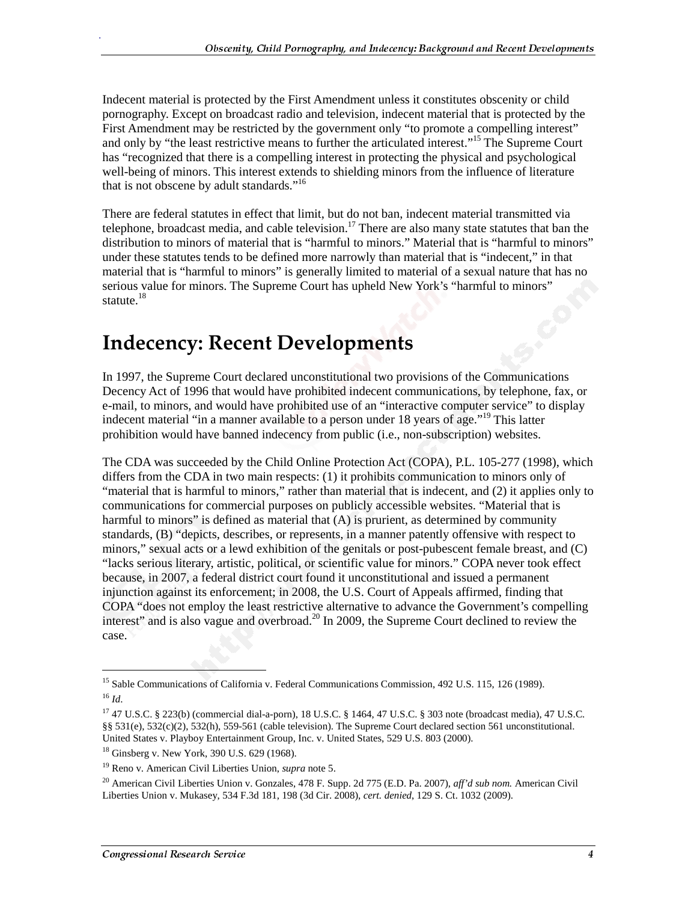Indecent material is protected by the First Amendment unless it constitutes obscenity or child pornography. Except on broadcast radio and television, indecent material that is protected by the First Amendment may be restricted by the government only "to promote a compelling interest" and only by "the least restrictive means to further the articulated interest."[15] The Supreme Court has "recognized that there is a compelling interest in protecting the physical and psychological well-being of minors. This interest extends to shielding minors from the influence of literature that is not obscene by adult standards."[16]

There are federal statutes in effect that limit, but do not ban, indecent material transmitted via telephone, broadcast media, and cable television.[17] There are also many state statutes that ban the distribution to minors of material that is "harmful to minors." Material that is "harmful to minors" under these statutes tends to be defined more narrowly than material that is "indecent," in that material that is "harmful to minors" is generally limited to material of a sexual nature that has no serious value for minors. The Supreme Court has upheld New York's "harmful to minors" statute.[18]

# Indecency: Recent Developments

In 1997, the Supreme Court declared unconstitutional two provisions of the Communications Decency Act of 1996 that would have prohibited indecent communications, by telephone, fax, or e-mail, to minors, and would have prohibited use of an "interactive computer service" to display indecent material "in a manner available to a person under 18 years of age."[19] This latter prohibition would have banned indecency from public (i.e., non-subscription) websites.

The CDA was succeeded by the Child Online Protection Act (COPA), P.L. 105-277 (1998), which differs from the CDA in two main respects: (1) it prohibits communication to minors only of "material that is harmful to minors," rather than material that is indecent, and (2) it applies only to communications for commercial purposes on publicly accessible websites. "Material that is harmful to minors" is defined as material that (A) is prurient, as determined by community standards, (B) "depicts, describes, or represents, in a manner patently offensive with respect to minors," sexual acts or a lewd exhibition of the genitals or post-pubescent female breast, and (C) "lacks serious literary, artistic, political, or scientific value for minors." COPA never took effect because, in 2007, a federal district court found it unconstitutional and issued a permanent injunction against its enforcement; in 2008, the U.S. Court of Appeals affirmed, finding that COPA "does not employ the least restrictive alternative to advance the Government's compelling interest" and is also vague and overbroad.[20] In 2009, the Supreme Court declined to review the case.

---

[15] Sable Communications of California v. Federal Communications Commission, 492 U.S. 115, 126 (1989).

[16] *Id.*

[17] 47 U.S.C. § 223(b) (commercial dial-a-porn), 18 U.S.C. § 1464, 47 U.S.C. § 303 note (broadcast media), 47 U.S.C. §§ 531(e), 532(c)(2), 532(h), 559-561 (cable television). The Supreme Court declared section 561 unconstitutional. United States v. Playboy Entertainment Group, Inc. v. United States, 529 U.S. 803 (2000).

[18] Ginsberg v. New York, 390 U.S. 629 (1968).

[19] Reno v. American Civil Liberties Union, *supra* note 5.

[20] American Civil Liberties Union v. Gonzales, 478 F. Supp. 2d 775 (E.D. Pa. 2007), *aff'd sub nom.* American Civil Liberties Union v. Mukasey, 534 F.3d 181, 198 (3d Cir. 2008), *cert. denied*, 129 S. Ct. 1032 (2009).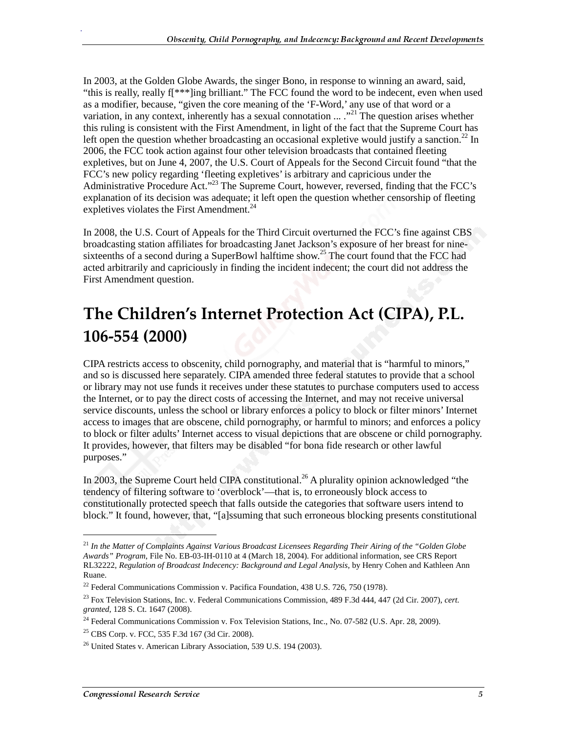In 2003, at the Golden Globe Awards, the singer Bono, in response to winning an award, said, "this is really, really f[***]ing brilliant." The FCC found the word to be indecent, even when used as a modifier, because, "given the core meaning of the 'F-Word,' any use of that word or a variation, in any context, inherently has a sexual connotation ... ."[21] The question arises whether this ruling is consistent with the First Amendment, in light of the fact that the Supreme Court has left open the question whether broadcasting an occasional expletive would justify a sanction.[22] In 2006, the FCC took action against four other television broadcasts that contained fleeting expletives, but on June 4, 2007, the U.S. Court of Appeals for the Second Circuit found "that the FCC's new policy regarding 'fleeting expletives' is arbitrary and capricious under the Administrative Procedure Act."[23] The Supreme Court, however, reversed, finding that the FCC's explanation of its decision was adequate; it left open the question whether censorship of fleeting expletives violates the First Amendment.[24]

In 2008, the U.S. Court of Appeals for the Third Circuit overturned the FCC's fine against CBS broadcasting station affiliates for broadcasting Janet Jackson's exposure of her breast for nine-sixteenths of a second during a SuperBowl halftime show.[25] The court found that the FCC had acted arbitrarily and capriciously in finding the incident indecent; the court did not address the First Amendment question.

# The Children's Internet Protection Act (CIPA), P.L. 106-554 (2000)

CIPA restricts access to obscenity, child pornography, and material that is "harmful to minors," and so is discussed here separately. CIPA amended three federal statutes to provide that a school or library may not use funds it receives under these statutes to purchase computers used to access the Internet, or to pay the direct costs of accessing the Internet, and may not receive universal service discounts, unless the school or library enforces a policy to block or filter minors' Internet access to images that are obscene, child pornography, or harmful to minors; and enforces a policy to block or filter adults' Internet access to visual depictions that are obscene or child pornography. It provides, however, that filters may be disabled "for bona fide research or other lawful purposes."

In 2003, the Supreme Court held CIPA constitutional.[26] A plurality opinion acknowledged "the tendency of filtering software to 'overblock'—that is, to erroneously block access to constitutionally protected speech that falls outside the categories that software users intend to block." It found, however, that, "[a]ssuming that such erroneous blocking presents constitutional

---

[21] *In the Matter of Complaints Against Various Broadcast Licensees Regarding Their Airing of the "Golden Globe Awards" Program*, File No. EB-03-IH-0110 at 4 (March 18, 2004). For additional information, see CRS Report RL32222, *Regulation of Broadcast Indecency: Background and Legal Analysis*, by Henry Cohen and Kathleen Ann Ruane.

[22] Federal Communications Commission v. Pacifica Foundation, 438 U.S. 726, 750 (1978).

[23] Fox Television Stations, Inc. v. Federal Communications Commission, 489 F.3d 444, 447 (2d Cir. 2007), *cert. granted*, 128 S. Ct. 1647 (2008).

[24] Federal Communications Commission v. Fox Television Stations, Inc., No. 07-582 (U.S. Apr. 28, 2009).

[25] CBS Corp. v. FCC, 535 F.3d 167 (3d Cir. 2008).

[26] United States v. American Library Association, 539 U.S. 194 (2003).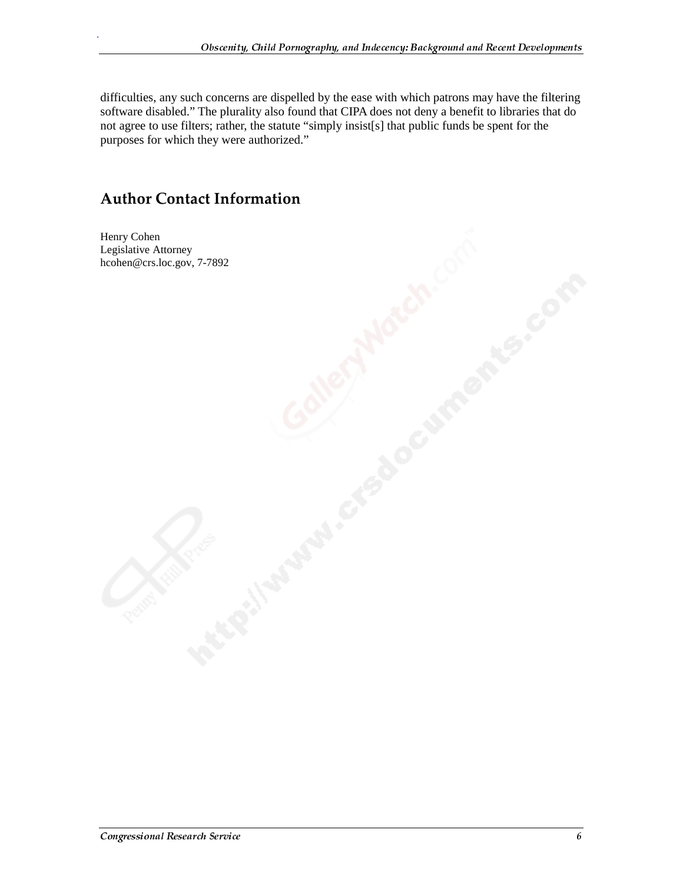difficulties, any such concerns are dispelled by the ease with which patrons may have the filtering software disabled." The plurality also found that CIPA does not deny a benefit to libraries that do not agree to use filters; rather, the statute "simply insist[s] that public funds be spent for the purposes for which they were authorized."

## Author Contact Information

Henry Cohen
Legislative Attorney
hcohen@crs.loc.gov, 7-7892